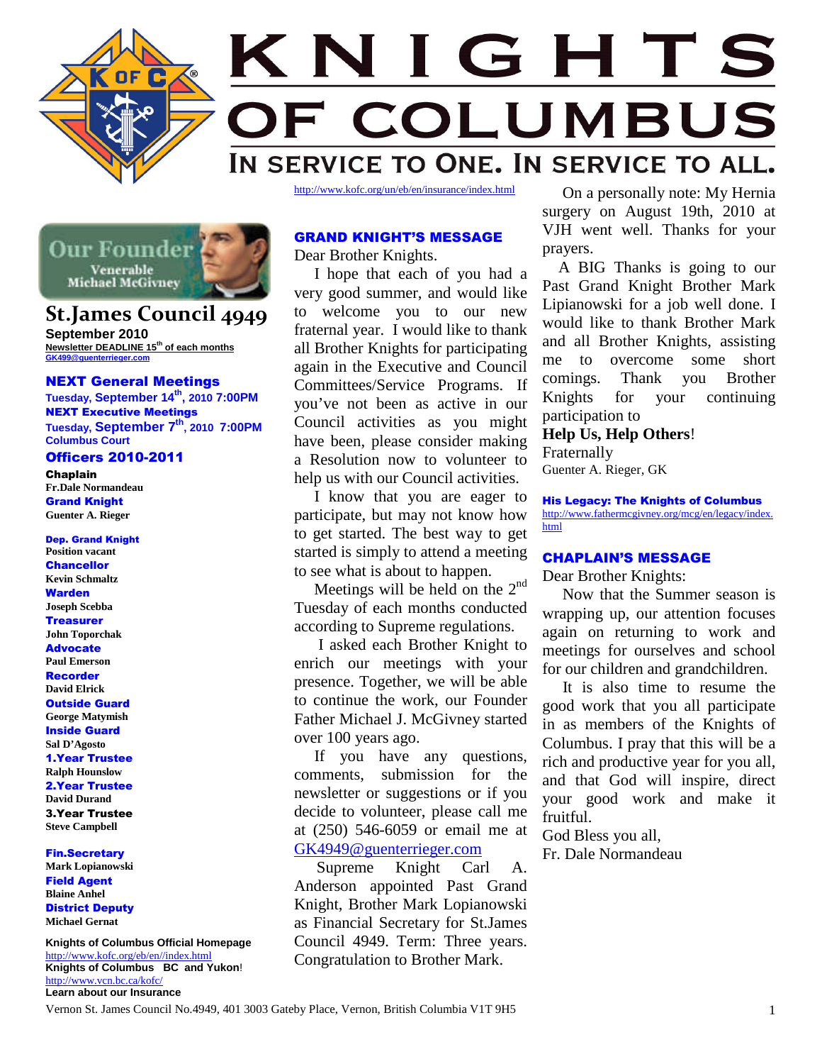# KNIGHTS OF COLUMBUS

In Service to One. In Service to All.

Our Founder
Venerable Michael McGivney

## St.James Council 4949

**September 2010**

**Newsletter DEADLINE 15th of each months**
**GK499@guenterrieger.com**

### NEXT General Meetings

**Tuesday, September 14th, 2010 7:00PM**

### NEXT Executive Meetings

**Tuesday, September 7th, 2010 7:00PM**
**Columbus Court**

### Officers 2010-2011

**Chaplain**
Fr.Dale Normandeau

**Grand Knight**
Guenter A. Rieger

**Dep. Grand Knight**
Position vacant

**Chancellor**
Kevin Schmaltz

**Warden**
Joseph Scebba

**Treasurer**
John Toporchak

**Advocate**
Paul Emerson

**Recorder**
David Elrick

**Outside Guard**
George Matymish

**Inside Guard**
Sal D'Agosto

**1.Year Trustee**
Ralph Hounslow

**2.Year Trustee**
David Durand

**3.Year Trustee**
Steve Campbell

**Fin.Secretary**
Mark Lopianowski

**Field Agent**
Blaine Anhel

**District Deputy**
Michael Gernat

**Knights of Columbus Official Homepage**
http://www.kofc.org/eb/en//index.html

**Knights of Columbus BC and Yukon**!
http://www.vcn.bc.ca/kofc/

**Learn about our Insurance**
http://www.kofc.org/un/eb/en/insurance/index.html

## GRAND KNIGHT'S MESSAGE

Dear Brother Knights.

I hope that each of you had a very good summer, and would like to welcome you to our new fraternal year. I would like to thank all Brother Knights for participating again in the Executive and Council Committees/Service Programs. If you've not been as active in our Council activities as you might have been, please consider making a Resolution now to volunteer to help us with our Council activities.

I know that you are eager to participate, but may not know how to get started. The best way to get started is simply to attend a meeting to see what is about to happen.

Meetings will be held on the 2nd Tuesday of each months conducted according to Supreme regulations.

I asked each Brother Knight to enrich our meetings with your presence. Together, we will be able to continue the work, our Founder Father Michael J. McGivney started over 100 years ago.

If you have any questions, comments, submission for the newsletter or suggestions or if you decide to volunteer, please call me at (250) 546-6059 or email me at GK4949@guenterrieger.com

Supreme Knight Carl A. Anderson appointed Past Grand Knight, Brother Mark Lopianowski as Financial Secretary for St.James Council 4949. Term: Three years. Congratulation to Brother Mark.

On a personally note: My Hernia surgery on August 19th, 2010 at VJH went well. Thanks for your prayers.

A BIG Thanks is going to our Past Grand Knight Brother Mark Lipianowski for a job well done. I would like to thank Brother Mark and all Brother Knights, assisting me to overcome some short comings. Thank you Brother Knights for your continuing participation to

**Help Us, Help Others**!

Fraternally
Guenter A. Rieger, GK

**His Legacy: The Knights of Columbus**
http://www.fathermcgivney.org/mcg/en/legacy/index.html

## CHAPLAIN'S MESSAGE

Dear Brother Knights:

Now that the Summer season is wrapping up, our attention focuses again on returning to work and meetings for ourselves and school for our children and grandchildren.

It is also time to resume the good work that you all participate in as members of the Knights of Columbus. I pray that this will be a rich and productive year for you all, and that God will inspire, direct your good work and make it fruitful.

God Bless you all,
Fr. Dale Normandeau

Vernon St. James Council No.4949, 401 3003 Gateby Place, Vernon, British Columbia V1T 9H5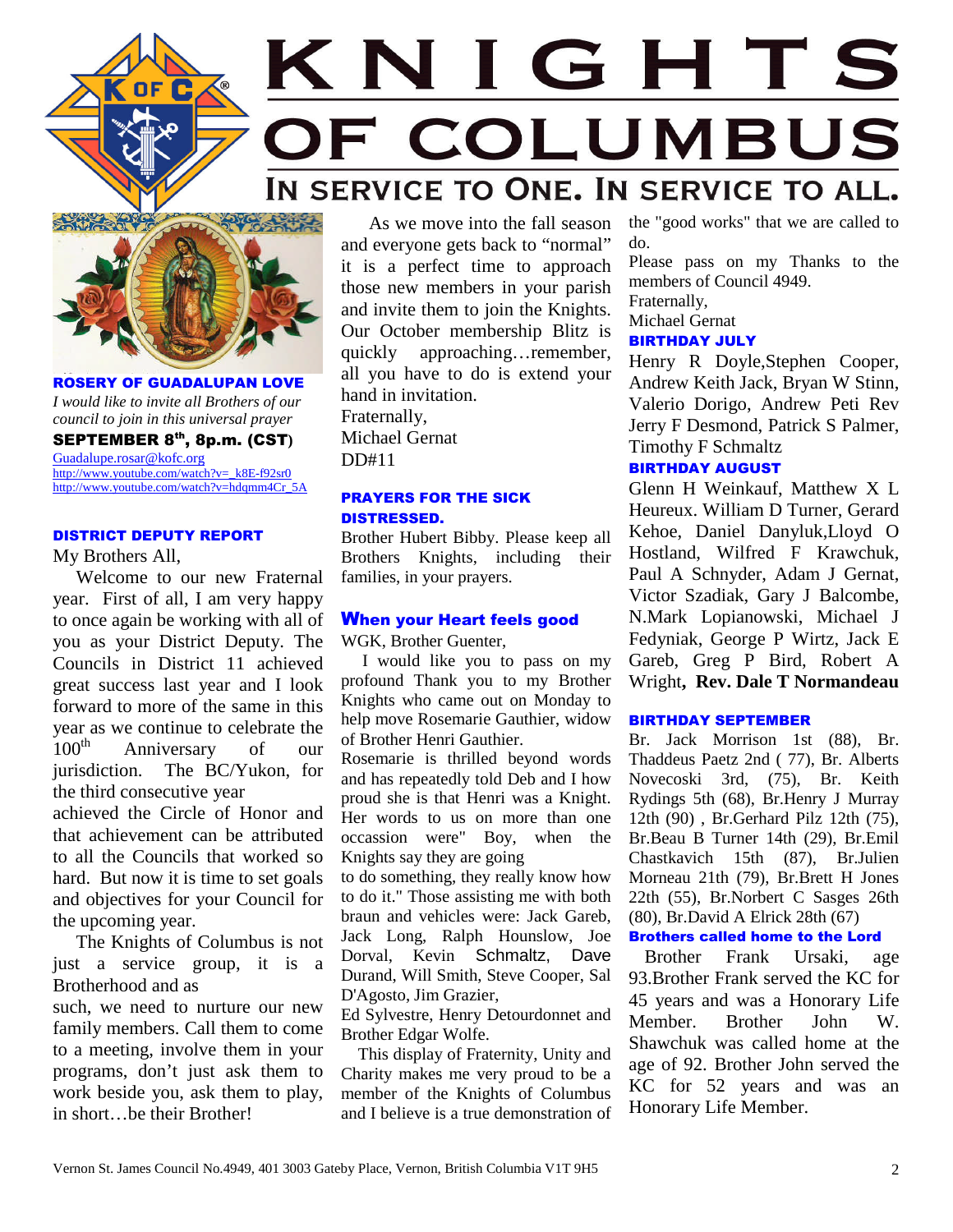# KNIGHTS OF COLUMBUS

## IN SERVICE TO ONE. IN SERVICE TO ALL.

### ROSERY OF GUADALUPAN LOVE

*I would like to invite all Brothers of our council to join in this universal prayer*

**SEPTEMBER 8th, 8p.m. (CST)**

Guadalupe.rosar@kofc.org
http://www.youtube.com/watch?v=_k8E-f92sr0
http://www.youtube.com/watch?v=hdqmm4Cr_5A

### DISTRICT DEPUTY REPORT

My Brothers All,

Welcome to our new Fraternal year. First of all, I am very happy to once again be working with all of you as your District Deputy. The Councils in District 11 achieved great success last year and I look forward to more of the same in this year as we continue to celebrate the 100th Anniversary of our jurisdiction. The BC/Yukon, for the third consecutive year achieved the Circle of Honor and that achievement can be attributed to all the Councils that worked so hard. But now it is time to set goals and objectives for your Council for the upcoming year.

The Knights of Columbus is not just a service group, it is a Brotherhood and as such, we need to nurture our new family members. Call them to come to a meeting, involve them in your programs, don't just ask them to work beside you, ask them to play, in short…be their Brother!

As we move into the fall season and everyone gets back to "normal" it is a perfect time to approach those new members in your parish and invite them to join the Knights. Our October membership Blitz is quickly approaching…remember, all you have to do is extend your hand in invitation.

Fraternally,
Michael Gernat
DD#11

### PRAYERS FOR THE SICK DISTRESSED.

Brother Hubert Bibby. Please keep all Brothers Knights, including their families, in your prayers.

### When your Heart feels good

WGK, Brother Guenter,

I would like you to pass on my profound Thank you to my Brother Knights who came out on Monday to help move Rosemarie Gauthier, widow of Brother Henri Gauthier.

Rosemarie is thrilled beyond words and has repeatedly told Deb and I how proud she is that Henri was a Knight. Her words to us on more than one occassion were" Boy, when the Knights say they are going to do something, they really know how to do it." Those assisting me with both braun and vehicles were: Jack Gareb, Jack Long, Ralph Hounslow, Joe Dorval, Kevin Schmaltz, Dave Durand, Will Smith, Steve Cooper, Sal D'Agosto, Jim Grazier,
Ed Sylvestre, Henry Detourdonnet and Brother Edgar Wolfe.

This display of Fraternity, Unity and Charity makes me very proud to be a member of the Knights of Columbus and I believe is a true demonstration of the "good works" that we are called to do.

Please pass on my Thanks to the members of Council 4949.

Fraternally,
Michael Gernat

### BIRTHDAY JULY

Henry R Doyle,Stephen Cooper, Andrew Keith Jack, Bryan W Stinn, Valerio Dorigo, Andrew Peti Rev Jerry F Desmond, Patrick S Palmer, Timothy F Schmaltz

### BIRTHDAY AUGUST

Glenn H Weinkauf, Matthew X L Heureux. William D Turner, Gerard Kehoe, Daniel Danyluk,Lloyd O Hostland, Wilfred F Krawchuk, Paul A Schnyder, Adam J Gernat, Victor Szadiak, Gary J Balcombe, N.Mark Lopianowski, Michael J Fedyniak, George P Wirtz, Jack E Gareb, Greg P Bird, Robert A Wright**, Rev. Dale T Normandeau**

### BIRTHDAY SEPTEMBER

Br. Jack Morrison 1st (88), Br. Thaddeus Paetz 2nd ( 77), Br. Alberts Novecoski 3rd, (75), Br. Keith Rydings 5th (68), Br.Henry J Murray 12th (90) , Br.Gerhard Pilz 12th (75), Br.Beau B Turner 14th (29), Br.Emil Chastkavich 15th (87), Br.Julien Morneau 21th (79), Br.Brett H Jones 22th (55), Br.Norbert C Sasges 26th (80), Br.David A Elrick 28th (67)

### Brothers called home to the Lord

Brother Frank Ursaki, age 93.Brother Frank served the KC for 45 years and was a Honorary Life Member. Brother John W. Shawchuk was called home at the age of 92. Brother John served the KC for 52 years and was an Honorary Life Member.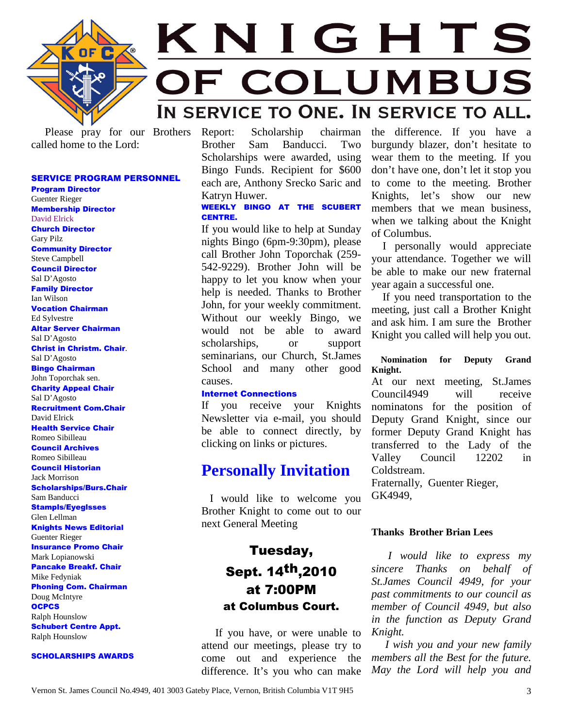# KNIGHTS OF COLUMBUS

IN SERVICE TO ONE. IN SERVICE TO ALL.

Please pray for our Brothers called home to the Lord:

**SERVICE PROGRAM PERSONNEL**

**Program Director**
Guenter Rieger
**Membership Director**
David Elrick
**Church Director**
Gary Pilz
**Community Director**
Steve Campbell
**Council Director**
Sal D'Agosto
**Family Director**
Ian Wilson
**Vocation Chairman**
Ed Sylvestre
**Altar Server Chairman**
Sal D'Agosto
**Christ in Christm. Chair.**
Sal D'Agosto
**Bingo Chairman**
John Toporchak sen.
**Charity Appeal Chair**
Sal D'Agosto
**Recruitment Com.Chair**
David Elrick
**Health Service Chair**
Romeo Sibilleau
**Council Archives**
Romeo Sibilleau
**Council Historian**
Jack Morrison
**Scholarships/Burs.Chair**
Sam Banducci
**Stampls/Eyeglsses**
Glen Lellman
**Knights News Editorial**
Guenter Rieger
**Insurance Promo Chair**
Mark Lopianowski
**Pancake Breakf. Chair**
Mike Fedyniak
**Phoning Com. Chairman**
Doug McIntyre
**OCPCS**
Ralph Hounslow
**Schubert Centre Appt.**
Ralph Hounslow

**SCHOLARSHIPS AWARDS**

Report: Scholarship chairman Brother Sam Banducci. Two Scholarships were awarded, using Bingo Funds. Recipient for $600 each are, Anthony Srecko Saric and Katryn Huwer.

**WEEKLY BINGO AT THE SCUBERT CENTRE.**

If you would like to help at Sunday nights Bingo (6pm-9:30pm), please call Brother John Toporchak (259-542-9229). Brother John will be happy to let you know when your help is needed. Thanks to Brother John, for your weekly commitment. Without our weekly Bingo, we would not be able to award scholarships, or support seminarians, our Church, St.James School and many other good causes.

**Internet Connections**

If you receive your Knights Newsletter via e-mail, you should be able to connect directly, by clicking on links or pictures.

## Personally Invitation

I would like to welcome you Brother Knight to come out to our next General Meeting

**Tuesday,**
**Sept. 14th,2010**
**at 7:00PM**
**at Columbus Court.**

If you have, or were unable to attend our meetings, please try to come out and experience the difference. It's you who can make the difference. If you have a burgundy blazer, don't hesitate to wear them to the meeting. If you don't have one, don't let it stop you to come to the meeting. Brother Knights, let's show our new members that we mean business, when we talking about the Knight of Columbus.

I personally would appreciate your attendance. Together we will be able to make our new fraternal year again a successful one.

If you need transportation to the meeting, just call a Brother Knight and ask him. I am sure the Brother Knight you called will help you out.

**Nomination for Deputy Grand Knight.**

At our next meeting, St.James Council4949 will receive nominatons for the position of Deputy Grand Knight, since our former Deputy Grand Knight has transferred to the Lady of the Valley Council 12202 in Coldstream.

Fraternally, Guenter Rieger,
GK4949,

**Thanks Brother Brian Lees**

*I would like to express my sincere Thanks on behalf of St.James Council 4949, for your past commitments to our council as member of Council 4949, but also in the function as Deputy Grand Knight.*

*I wish you and your new family members all the Best for the future. May the Lord will help you and*

Vernon St. James Council No.4949, 401 3003 Gateby Place, Vernon, British Columbia V1T 9H5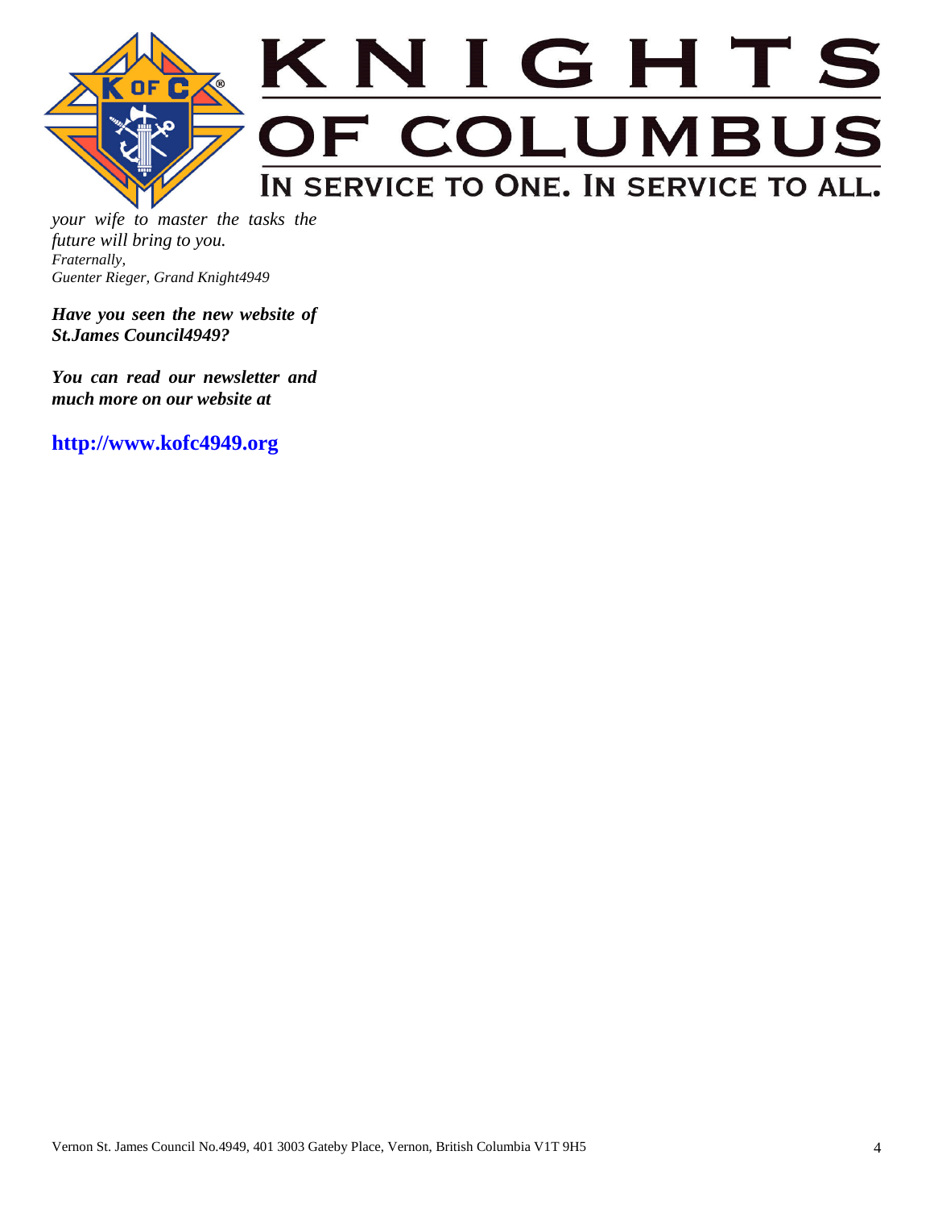*your wife to master the tasks the future will bring to you.*

*Fraternally,*

*Guenter Rieger, Grand Knight4949*

***Have you seen the new website of St.James Council4949?***

***You can read our newsletter and much more on our website at***

**http://www.kofc4949.org**